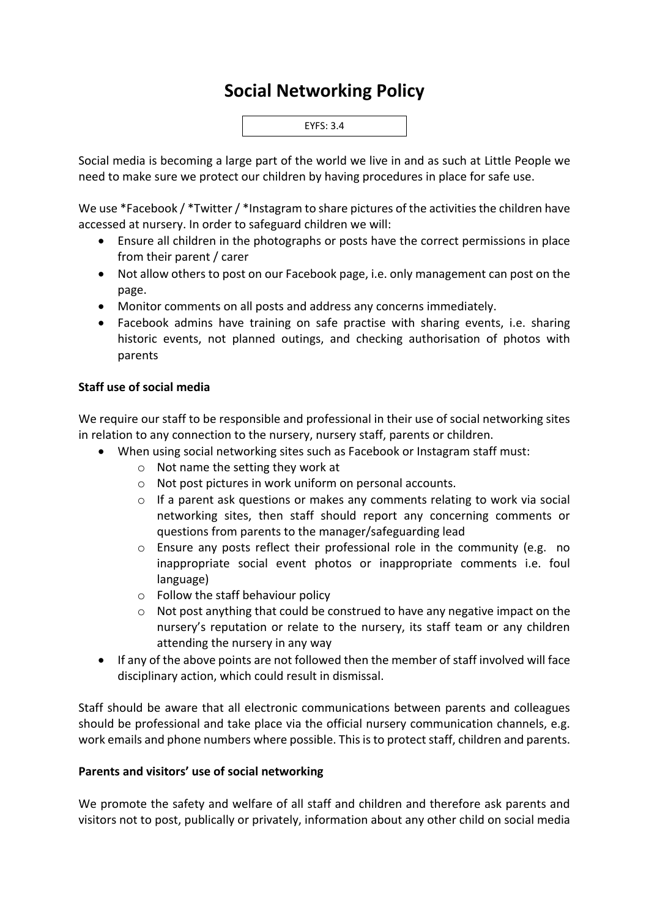# Social Networking Policy

EYFS: 3.4

Social media is becoming a large part of the world we live in and as such at Little People we need to make sure we protect our children by having procedures in place for safe use.

We use *Facebook / *Twitter / *Instagram to share pictures of the activities the children have accessed at nursery. In order to safeguard children we will:

- Ensure all children in the photographs or posts have the correct permissions in place from their parent / carer
- Not allow others to post on our Facebook page, i.e. only management can post on the page.
- Monitor comments on all posts and address any concerns immediately.
- Facebook admins have training on safe practise with sharing events, i.e. sharing historic events, not planned outings, and checking authorisation of photos with parents

**Staff use of social media**

We require our staff to be responsible and professional in their use of social networking sites in relation to any connection to the nursery, nursery staff, parents or children.

- When using social networking sites such as Facebook or Instagram staff must:
  - Not name the setting they work at
  - Not post pictures in work uniform on personal accounts.
  - If a parent ask questions or makes any comments relating to work via social networking sites, then staff should report any concerning comments or questions from parents to the manager/safeguarding lead
  - Ensure any posts reflect their professional role in the community (e.g. no inappropriate social event photos or inappropriate comments i.e. foul language)
  - Follow the staff behaviour policy
  - Not post anything that could be construed to have any negative impact on the nursery's reputation or relate to the nursery, its staff team or any children attending the nursery in any way
- If any of the above points are not followed then the member of staff involved will face disciplinary action, which could result in dismissal.

Staff should be aware that all electronic communications between parents and colleagues should be professional and take place via the official nursery communication channels, e.g. work emails and phone numbers where possible. This is to protect staff, children and parents.

**Parents and visitors' use of social networking**

We promote the safety and welfare of all staff and children and therefore ask parents and visitors not to post, publically or privately, information about any other child on social media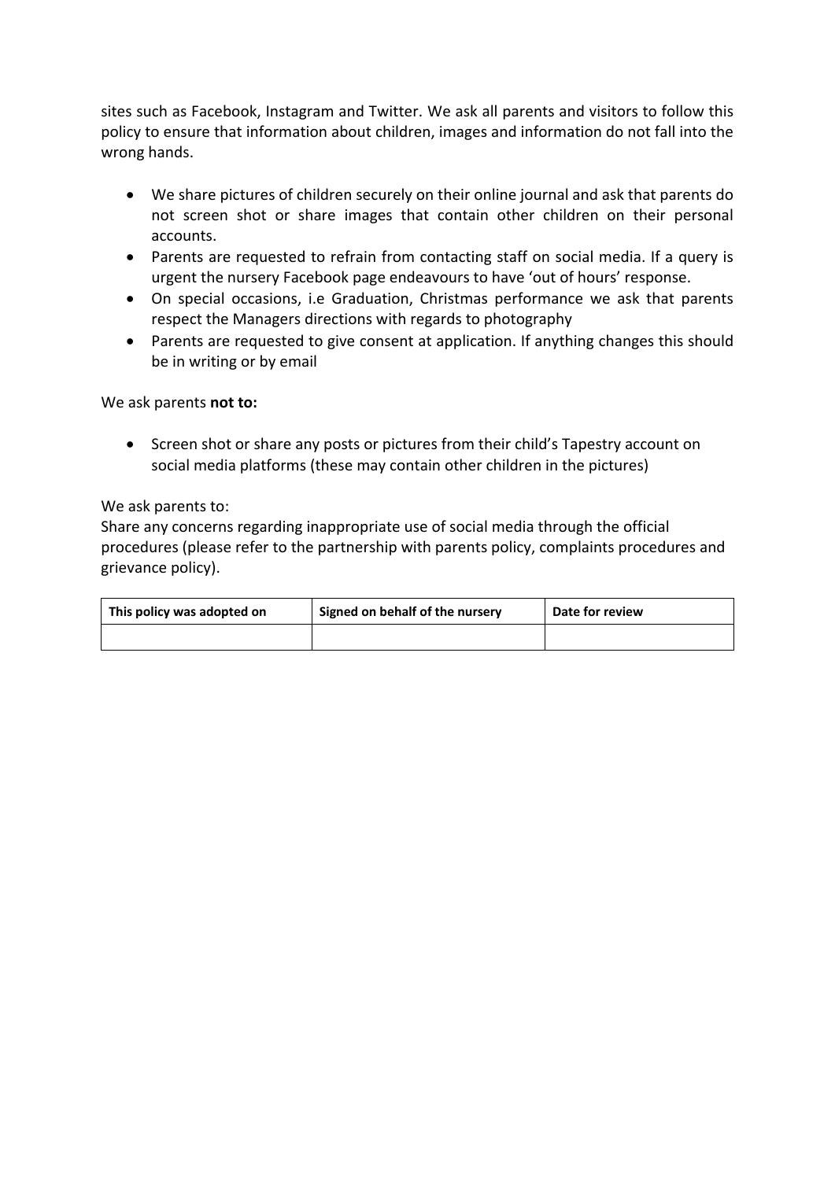sites such as Facebook, Instagram and Twitter. We ask all parents and visitors to follow this policy to ensure that information about children, images and information do not fall into the wrong hands.

- We share pictures of children securely on their online journal and ask that parents do not screen shot or share images that contain other children on their personal accounts.
- Parents are requested to refrain from contacting staff on social media. If a query is urgent the nursery Facebook page endeavours to have 'out of hours' response.
- On special occasions, i.e Graduation, Christmas performance we ask that parents respect the Managers directions with regards to photography
- Parents are requested to give consent at application. If anything changes this should be in writing or by email

We ask parents **not to:**

- Screen shot or share any posts or pictures from their child's Tapestry account on social media platforms (these may contain other children in the pictures)

We ask parents to:
Share any concerns regarding inappropriate use of social media through the official procedures (please refer to the partnership with parents policy, complaints procedures and grievance policy).

| This policy was adopted on | Signed on behalf of the nursery | Date for review |
| --- | --- | --- |
| | | |